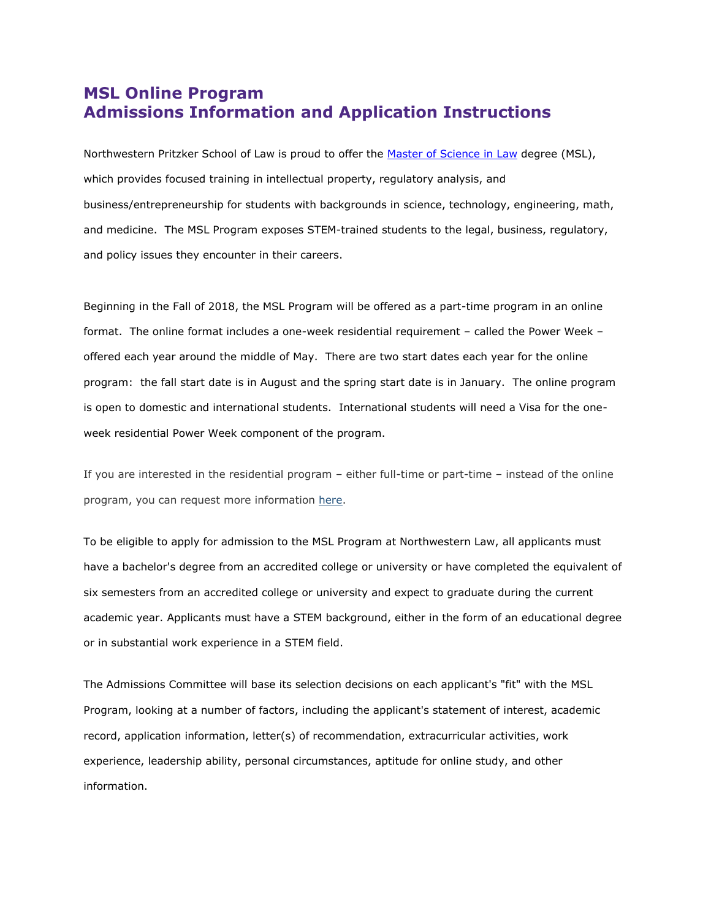# MSL Online Program
# Admissions Information and Application Instructions

Northwestern Pritzker School of Law is proud to offer the [Master of Science in Law] degree (MSL), which provides focused training in intellectual property, regulatory analysis, and business/entrepreneurship for students with backgrounds in science, technology, engineering, math, and medicine. The MSL Program exposes STEM-trained students to the legal, business, regulatory, and policy issues they encounter in their careers.

Beginning in the Fall of 2018, the MSL Program will be offered as a part-time program in an online format. The online format includes a one-week residential requirement – called the Power Week – offered each year around the middle of May. There are two start dates each year for the online program: the fall start date is in August and the spring start date is in January. The online program is open to domestic and international students. International students will need a Visa for the one-week residential Power Week component of the program.

If you are interested in the residential program – either full-time or part-time – instead of the online program, you can request more information [here].

To be eligible to apply for admission to the MSL Program at Northwestern Law, all applicants must have a bachelor's degree from an accredited college or university or have completed the equivalent of six semesters from an accredited college or university and expect to graduate during the current academic year. Applicants must have a STEM background, either in the form of an educational degree or in substantial work experience in a STEM field.

The Admissions Committee will base its selection decisions on each applicant's "fit" with the MSL Program, looking at a number of factors, including the applicant's statement of interest, academic record, application information, letter(s) of recommendation, extracurricular activities, work experience, leadership ability, personal circumstances, aptitude for online study, and other information.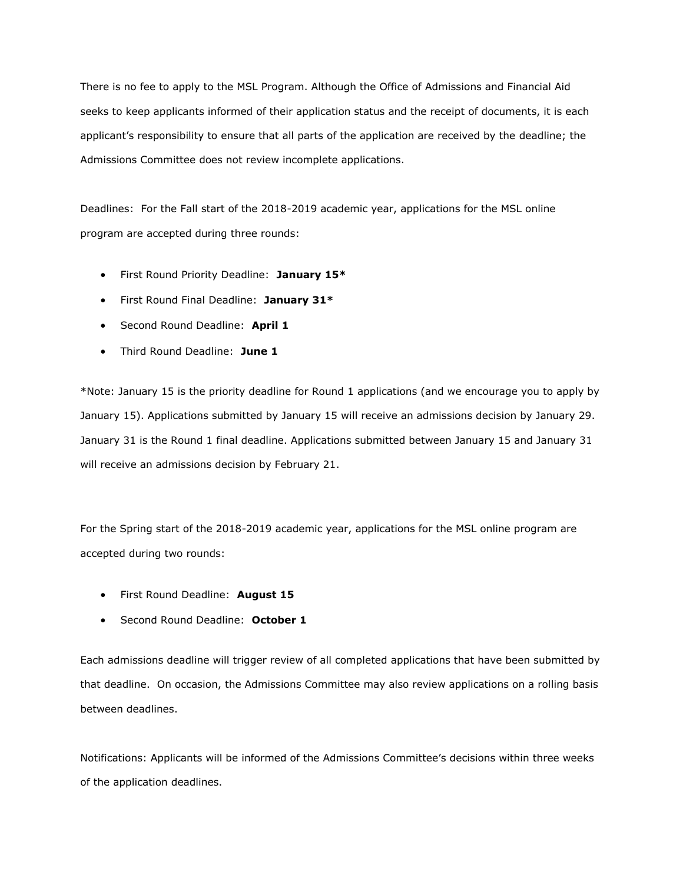There is no fee to apply to the MSL Program. Although the Office of Admissions and Financial Aid seeks to keep applicants informed of their application status and the receipt of documents, it is each applicant's responsibility to ensure that all parts of the application are received by the deadline; the Admissions Committee does not review incomplete applications.

Deadlines: For the Fall start of the 2018-2019 academic year, applications for the MSL online program are accepted during three rounds:

- First Round Priority Deadline: **January 15***
- First Round Final Deadline: **January 31***
- Second Round Deadline: **April 1**
- Third Round Deadline: **June 1**

*Note: January 15 is the priority deadline for Round 1 applications (and we encourage you to apply by January 15). Applications submitted by January 15 will receive an admissions decision by January 29. January 31 is the Round 1 final deadline. Applications submitted between January 15 and January 31 will receive an admissions decision by February 21.

For the Spring start of the 2018-2019 academic year, applications for the MSL online program are accepted during two rounds:

- First Round Deadline: **August 15**
- Second Round Deadline: **October 1**

Each admissions deadline will trigger review of all completed applications that have been submitted by that deadline. On occasion, the Admissions Committee may also review applications on a rolling basis between deadlines.

Notifications: Applicants will be informed of the Admissions Committee's decisions within three weeks of the application deadlines.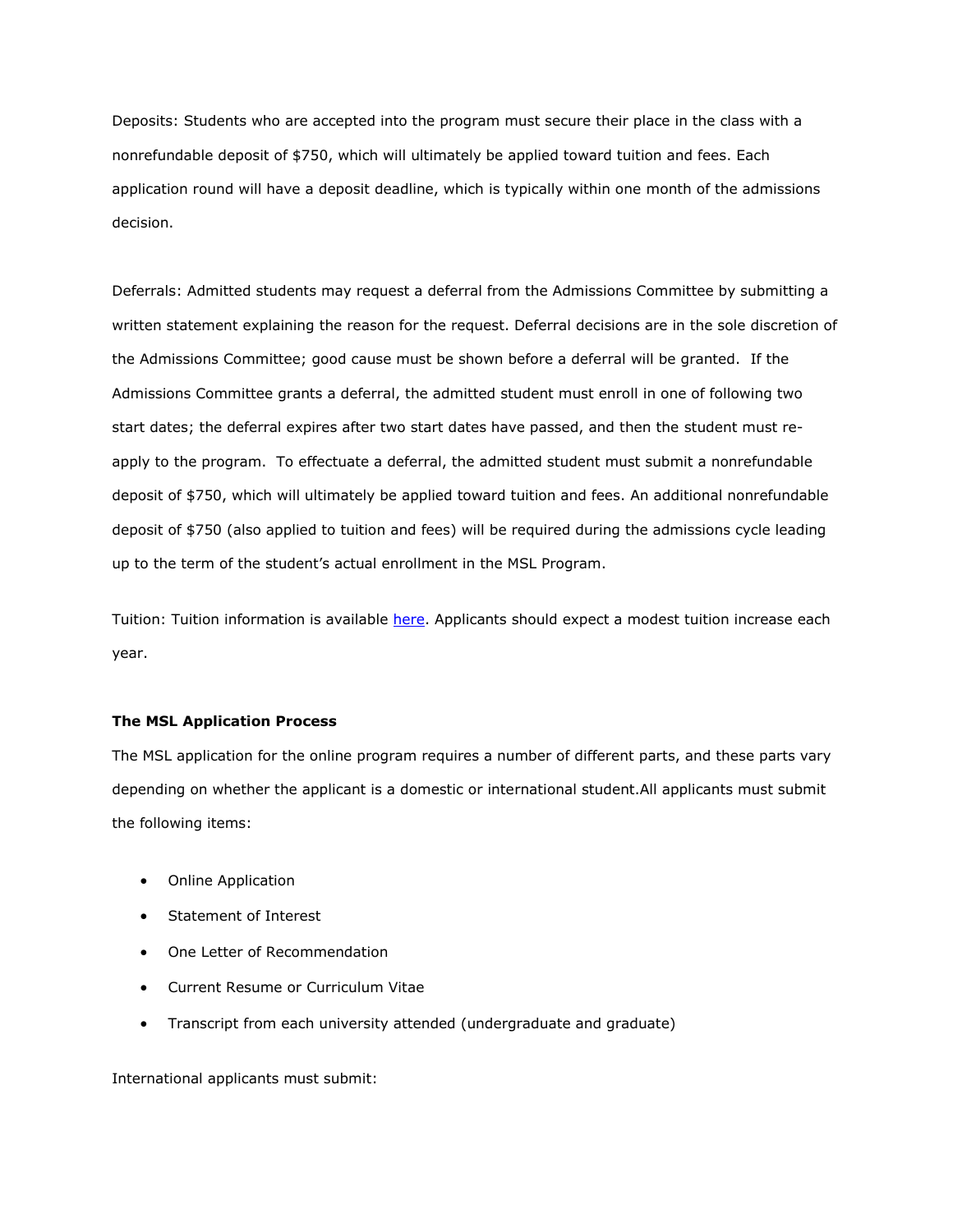Deposits: Students who are accepted into the program must secure their place in the class with a nonrefundable deposit of $750, which will ultimately be applied toward tuition and fees. Each application round will have a deposit deadline, which is typically within one month of the admissions decision.

Deferrals: Admitted students may request a deferral from the Admissions Committee by submitting a written statement explaining the reason for the request. Deferral decisions are in the sole discretion of the Admissions Committee; good cause must be shown before a deferral will be granted. If the Admissions Committee grants a deferral, the admitted student must enroll in one of following two start dates; the deferral expires after two start dates have passed, and then the student must re-apply to the program. To effectuate a deferral, the admitted student must submit a nonrefundable deposit of $750, which will ultimately be applied toward tuition and fees. An additional nonrefundable deposit of $750 (also applied to tuition and fees) will be required during the admissions cycle leading up to the term of the student's actual enrollment in the MSL Program.

Tuition: Tuition information is available [here](). Applicants should expect a modest tuition increase each year.

**The MSL Application Process**

The MSL application for the online program requires a number of different parts, and these parts vary depending on whether the applicant is a domestic or international student.All applicants must submit the following items:

- Online Application
- Statement of Interest
- One Letter of Recommendation
- Current Resume or Curriculum Vitae
- Transcript from each university attended (undergraduate and graduate)

International applicants must submit: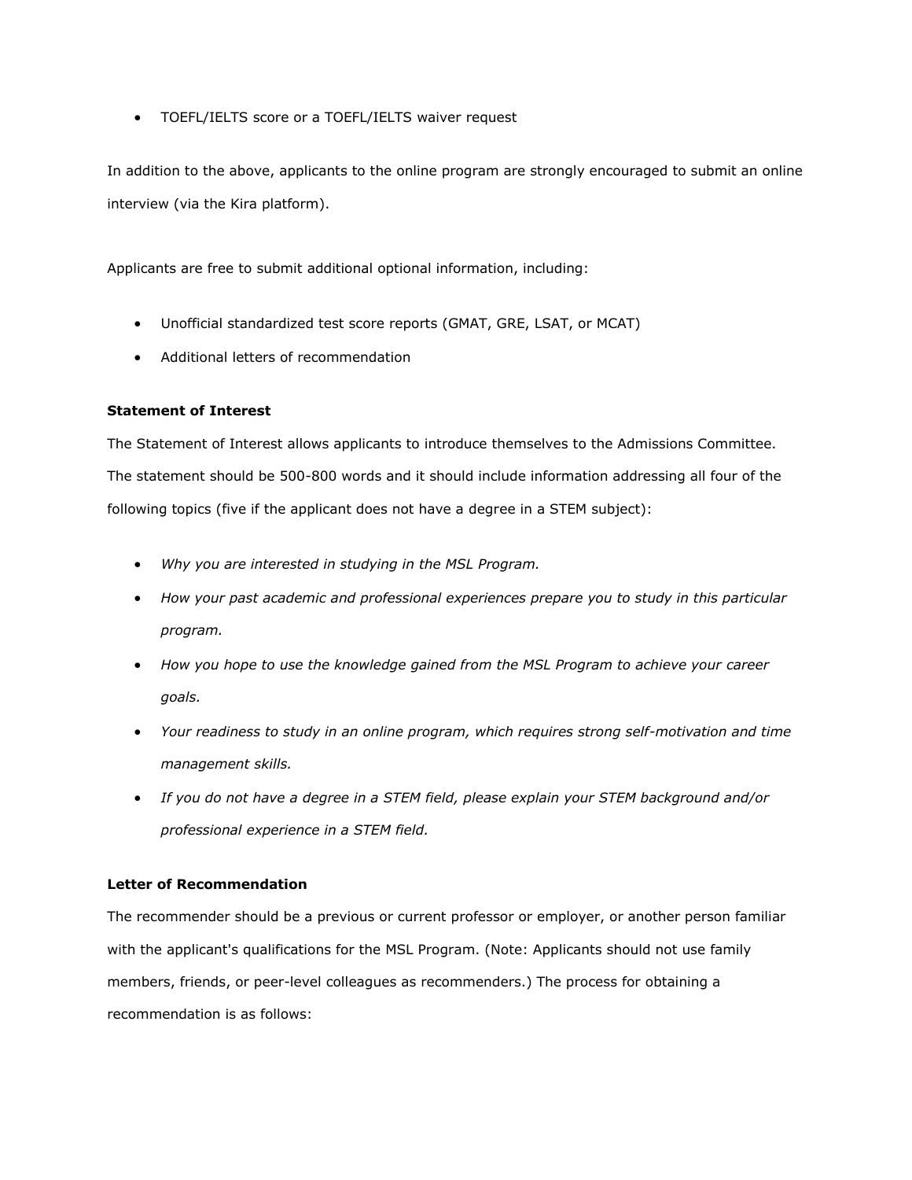- TOEFL/IELTS score or a TOEFL/IELTS waiver request

In addition to the above, applicants to the online program are strongly encouraged to submit an online interview (via the Kira platform).

Applicants are free to submit additional optional information, including:

- Unofficial standardized test score reports (GMAT, GRE, LSAT, or MCAT)
- Additional letters of recommendation

**Statement of Interest**

The Statement of Interest allows applicants to introduce themselves to the Admissions Committee. The statement should be 500-800 words and it should include information addressing all four of the following topics (five if the applicant does not have a degree in a STEM subject):

- *Why you are interested in studying in the MSL Program.*
- *How your past academic and professional experiences prepare you to study in this particular program.*
- *How you hope to use the knowledge gained from the MSL Program to achieve your career goals.*
- *Your readiness to study in an online program, which requires strong self-motivation and time management skills.*
- *If you do not have a degree in a STEM field, please explain your STEM background and/or professional experience in a STEM field.*

**Letter of Recommendation**

The recommender should be a previous or current professor or employer, or another person familiar with the applicant's qualifications for the MSL Program. (Note: Applicants should not use family members, friends, or peer-level colleagues as recommenders.) The process for obtaining a recommendation is as follows: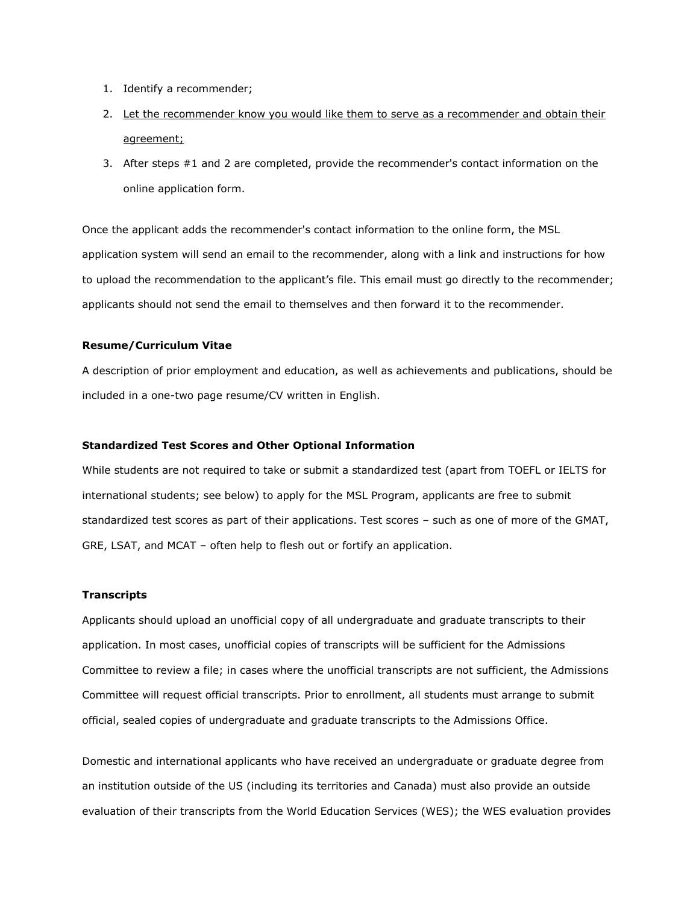1. Identify a recommender;
2. <u>Let the recommender know you would like them to serve as a recommender and obtain their agreement;</u>
3. After steps #1 and 2 are completed, provide the recommender's contact information on the online application form.

Once the applicant adds the recommender's contact information to the online form, the MSL application system will send an email to the recommender, along with a link and instructions for how to upload the recommendation to the applicant's file. This email must go directly to the recommender; applicants should not send the email to themselves and then forward it to the recommender.

**Resume/Curriculum Vitae**

A description of prior employment and education, as well as achievements and publications, should be included in a one-two page resume/CV written in English.

**Standardized Test Scores and Other Optional Information**

While students are not required to take or submit a standardized test (apart from TOEFL or IELTS for international students; see below) to apply for the MSL Program, applicants are free to submit standardized test scores as part of their applications. Test scores – such as one of more of the GMAT, GRE, LSAT, and MCAT – often help to flesh out or fortify an application.

**Transcripts**

Applicants should upload an unofficial copy of all undergraduate and graduate transcripts to their application. In most cases, unofficial copies of transcripts will be sufficient for the Admissions Committee to review a file; in cases where the unofficial transcripts are not sufficient, the Admissions Committee will request official transcripts. Prior to enrollment, all students must arrange to submit official, sealed copies of undergraduate and graduate transcripts to the Admissions Office.

Domestic and international applicants who have received an undergraduate or graduate degree from an institution outside of the US (including its territories and Canada) must also provide an outside evaluation of their transcripts from the World Education Services (WES); the WES evaluation provides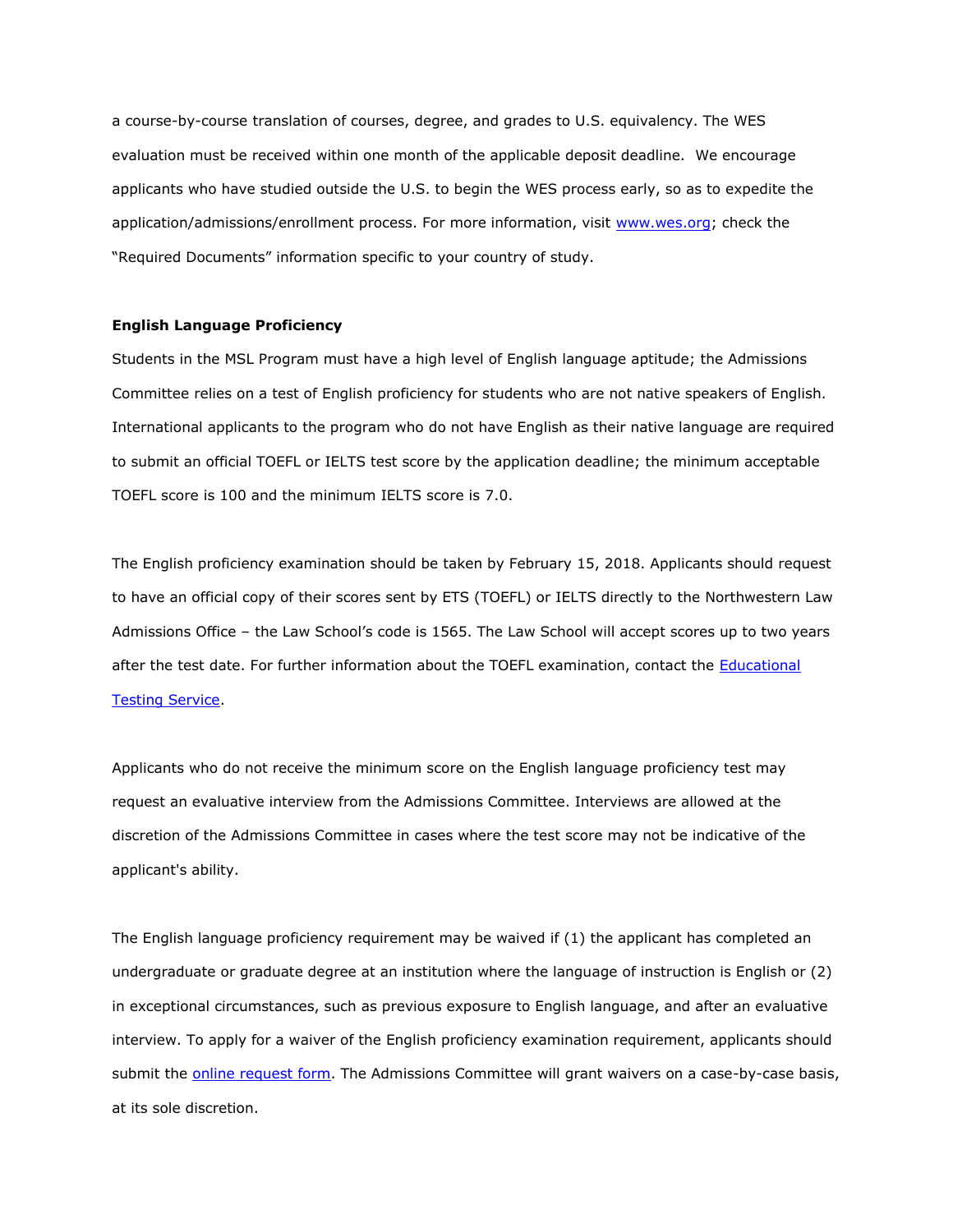a course-by-course translation of courses, degree, and grades to U.S. equivalency. The WES evaluation must be received within one month of the applicable deposit deadline. We encourage applicants who have studied outside the U.S. to begin the WES process early, so as to expedite the application/admissions/enrollment process. For more information, visit [www.wes.org](http://www.wes.org); check the "Required Documents" information specific to your country of study.

**English Language Proficiency**

Students in the MSL Program must have a high level of English language aptitude; the Admissions Committee relies on a test of English proficiency for students who are not native speakers of English. International applicants to the program who do not have English as their native language are required to submit an official TOEFL or IELTS test score by the application deadline; the minimum acceptable TOEFL score is 100 and the minimum IELTS score is 7.0.

The English proficiency examination should be taken by February 15, 2018. Applicants should request to have an official copy of their scores sent by ETS (TOEFL) or IELTS directly to the Northwestern Law Admissions Office – the Law School's code is 1565. The Law School will accept scores up to two years after the test date. For further information about the TOEFL examination, contact the Educational Testing Service.

Applicants who do not receive the minimum score on the English language proficiency test may request an evaluative interview from the Admissions Committee. Interviews are allowed at the discretion of the Admissions Committee in cases where the test score may not be indicative of the applicant's ability.

The English language proficiency requirement may be waived if (1) the applicant has completed an undergraduate or graduate degree at an institution where the language of instruction is English or (2) in exceptional circumstances, such as previous exposure to English language, and after an evaluative interview. To apply for a waiver of the English proficiency examination requirement, applicants should submit the online request form. The Admissions Committee will grant waivers on a case-by-case basis, at its sole discretion.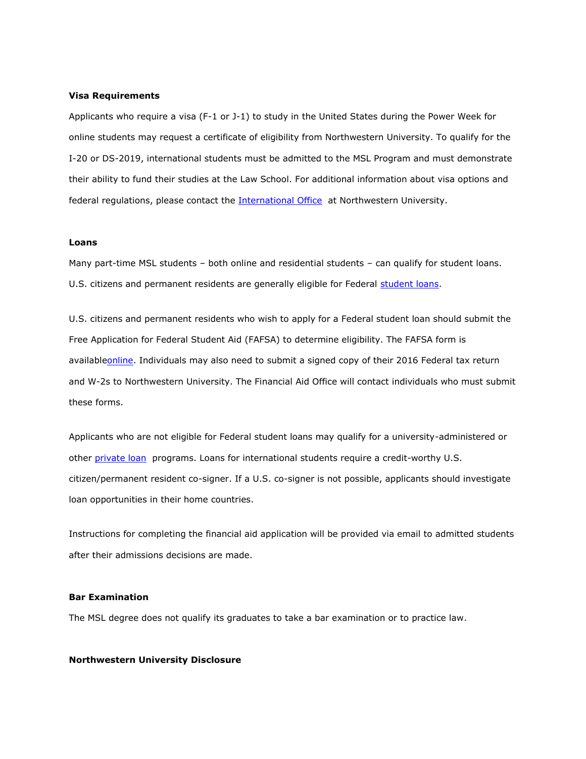**Visa Requirements**

Applicants who require a visa (F-1 or J-1) to study in the United States during the Power Week for online students may request a certificate of eligibility from Northwestern University. To qualify for the I-20 or DS-2019, international students must be admitted to the MSL Program and must demonstrate their ability to fund their studies at the Law School. For additional information about visa options and federal regulations, please contact the International Office at Northwestern University.

**Loans**

Many part-time MSL students – both online and residential students – can qualify for student loans. U.S. citizens and permanent residents are generally eligible for Federal student loans.

U.S. citizens and permanent residents who wish to apply for a Federal student loan should submit the Free Application for Federal Student Aid (FAFSA) to determine eligibility. The FAFSA form is availableonline. Individuals may also need to submit a signed copy of their 2016 Federal tax return and W-2s to Northwestern University. The Financial Aid Office will contact individuals who must submit these forms.

Applicants who are not eligible for Federal student loans may qualify for a university-administered or other private loan programs. Loans for international students require a credit-worthy U.S. citizen/permanent resident co-signer. If a U.S. co-signer is not possible, applicants should investigate loan opportunities in their home countries.

Instructions for completing the financial aid application will be provided via email to admitted students after their admissions decisions are made.

**Bar Examination**

The MSL degree does not qualify its graduates to take a bar examination or to practice law.

**Northwestern University Disclosure**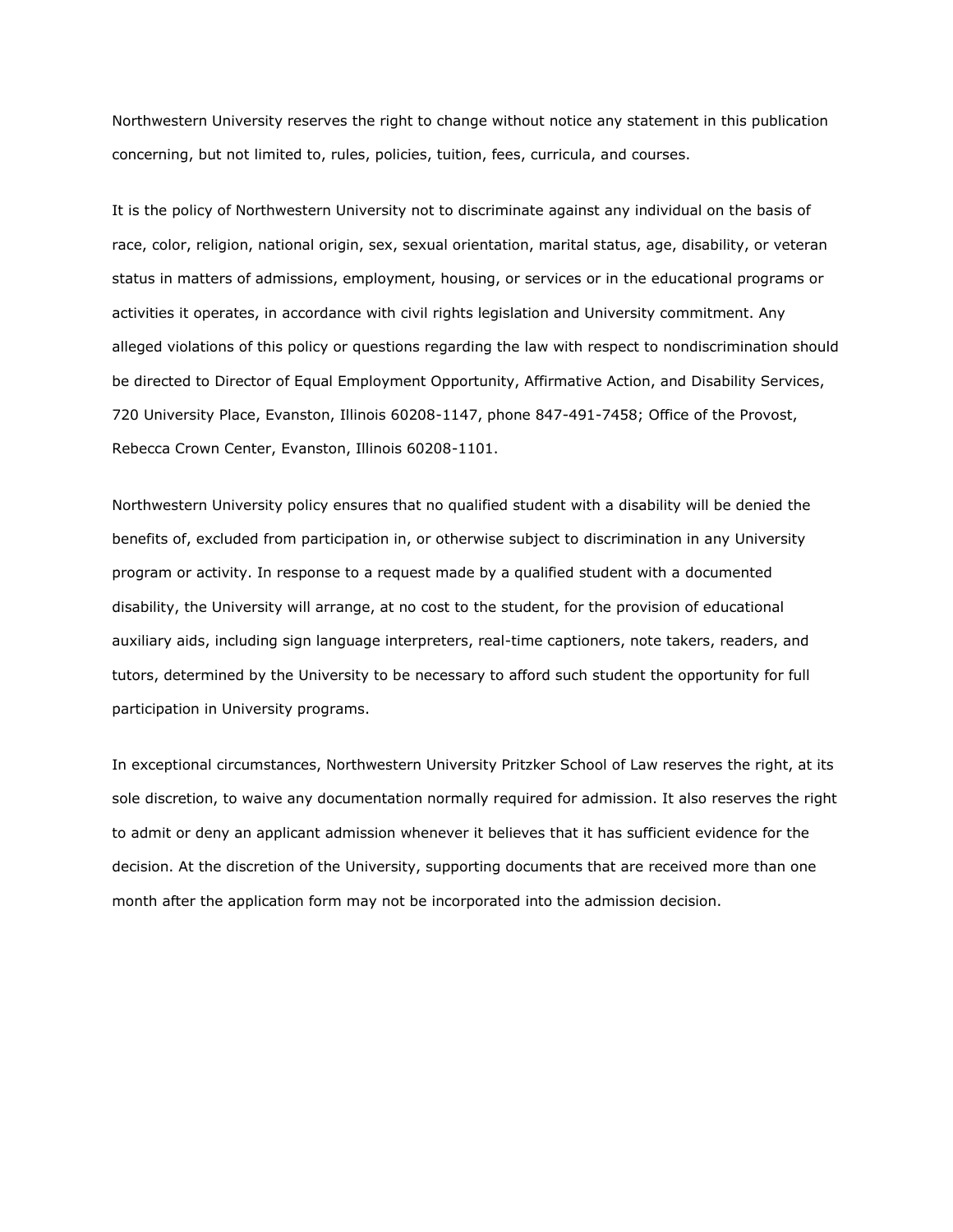Northwestern University reserves the right to change without notice any statement in this publication concerning, but not limited to, rules, policies, tuition, fees, curricula, and courses.

It is the policy of Northwestern University not to discriminate against any individual on the basis of race, color, religion, national origin, sex, sexual orientation, marital status, age, disability, or veteran status in matters of admissions, employment, housing, or services or in the educational programs or activities it operates, in accordance with civil rights legislation and University commitment. Any alleged violations of this policy or questions regarding the law with respect to nondiscrimination should be directed to Director of Equal Employment Opportunity, Affirmative Action, and Disability Services, 720 University Place, Evanston, Illinois 60208-1147, phone 847-491-7458; Office of the Provost, Rebecca Crown Center, Evanston, Illinois 60208-1101.

Northwestern University policy ensures that no qualified student with a disability will be denied the benefits of, excluded from participation in, or otherwise subject to discrimination in any University program or activity. In response to a request made by a qualified student with a documented disability, the University will arrange, at no cost to the student, for the provision of educational auxiliary aids, including sign language interpreters, real-time captioners, note takers, readers, and tutors, determined by the University to be necessary to afford such student the opportunity for full participation in University programs.

In exceptional circumstances, Northwestern University Pritzker School of Law reserves the right, at its sole discretion, to waive any documentation normally required for admission. It also reserves the right to admit or deny an applicant admission whenever it believes that it has sufficient evidence for the decision. At the discretion of the University, supporting documents that are received more than one month after the application form may not be incorporated into the admission decision.